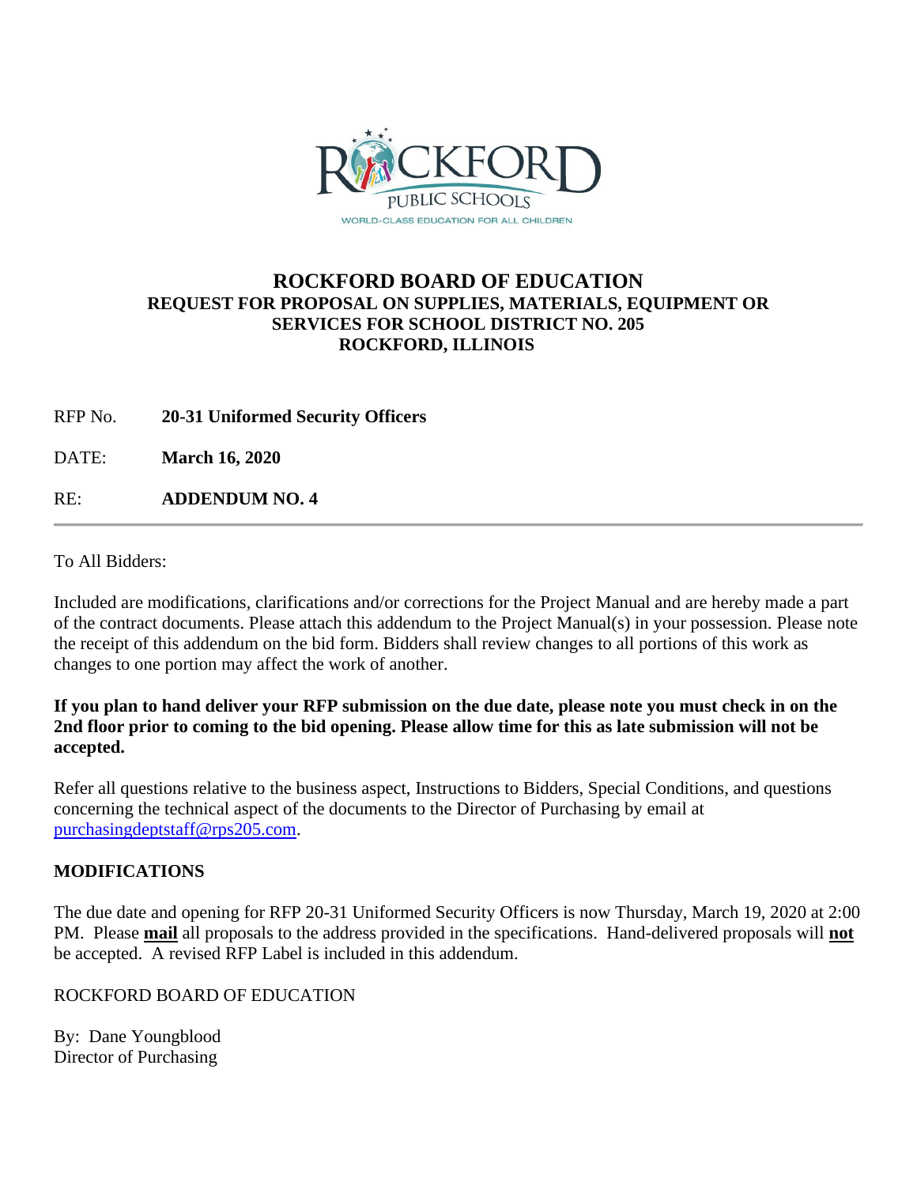ROCKFORD PUBLIC SCHOOLS

WORLD-CLASS EDUCATION FOR ALL CHILDREN

# ROCKFORD BOARD OF EDUCATION

## REQUEST FOR PROPOSAL ON SUPPLIES, MATERIALS, EQUIPMENT OR SERVICES FOR SCHOOL DISTRICT NO. 205 ROCKFORD, ILLINOIS

| | |
|---|---|
| RFP No. | **20-31 Uniformed Security Officers** |
| DATE: | **March 16, 2020** |
| RE: | **ADDENDUM NO. 4** |

---

To All Bidders:

Included are modifications, clarifications and/or corrections for the Project Manual and are hereby made a part of the contract documents. Please attach this addendum to the Project Manual(s) in your possession. Please note the receipt of this addendum on the bid form. Bidders shall review changes to all portions of this work as changes to one portion may affect the work of another.

**If you plan to hand deliver your RFP submission on the due date, please note you must check in on the 2nd floor prior to coming to the bid opening. Please allow time for this as late submission will not be accepted.**

Refer all questions relative to the business aspect, Instructions to Bidders, Special Conditions, and questions concerning the technical aspect of the documents to the Director of Purchasing by email at purchasingdeptstaff@rps205.com.

### MODIFICATIONS

The due date and opening for RFP 20-31 Uniformed Security Officers is now Thursday, March 19, 2020 at 2:00 PM. Please **mail** all proposals to the address provided in the specifications. Hand-delivered proposals will **not** be accepted. A revised RFP Label is included in this addendum.

ROCKFORD BOARD OF EDUCATION

By: Dane Youngblood
Director of Purchasing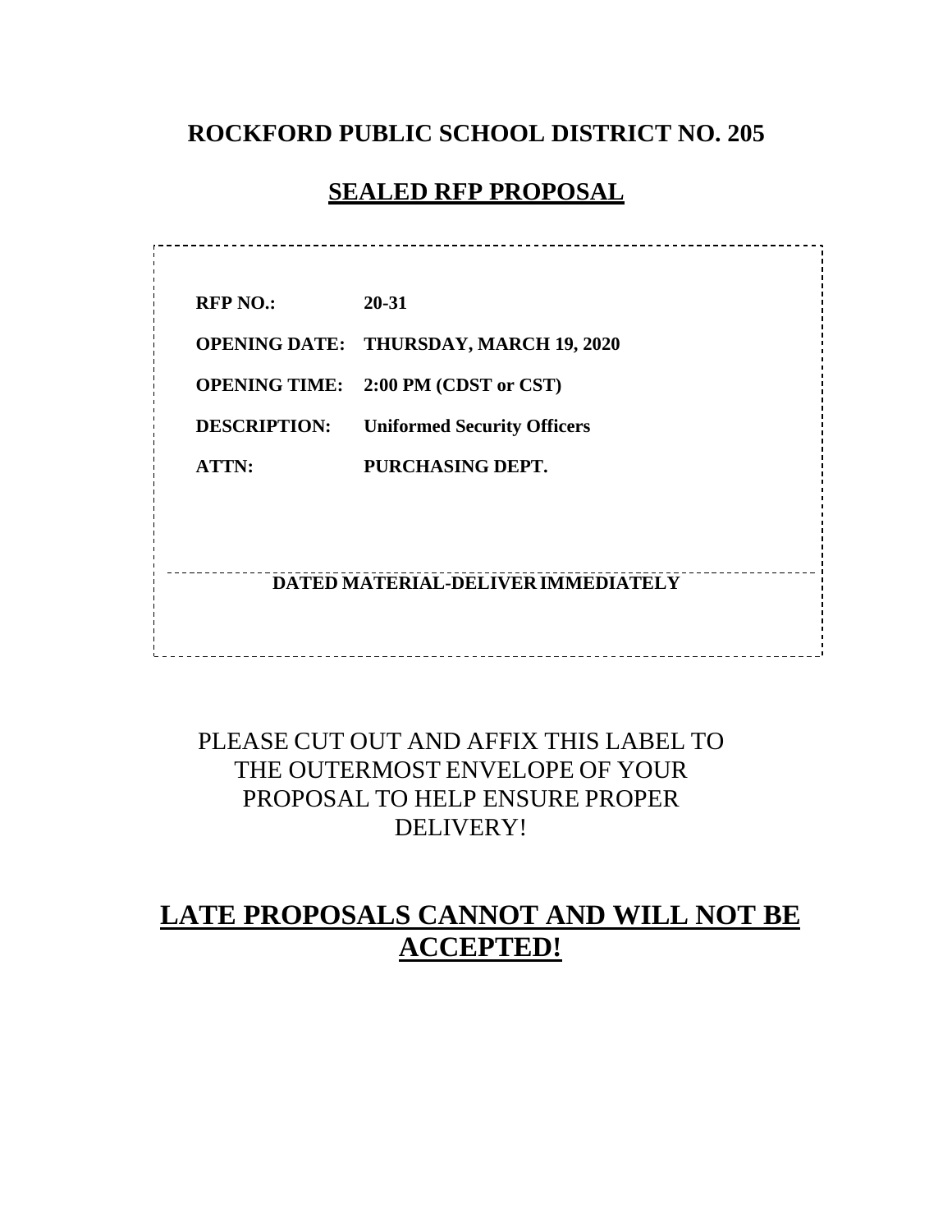# ROCKFORD PUBLIC SCHOOL DISTRICT NO. 205

## SEALED RFP PROPOSAL

| | |
|---|---|
| **RFP NO.:** | **20-31** |
| **OPENING DATE:** | **THURSDAY, MARCH 19, 2020** |
| **OPENING TIME:** | **2:00 PM (CDST or CST)** |
| **DESCRIPTION:** | **Uniformed Security Officers** |
| **ATTN:** | **PURCHASING DEPT.** |

**DATED MATERIAL-DELIVER IMMEDIATELY**

PLEASE CUT OUT AND AFFIX THIS LABEL TO THE OUTERMOST ENVELOPE OF YOUR PROPOSAL TO HELP ENSURE PROPER DELIVERY!

## LATE PROPOSALS CANNOT AND WILL NOT BE ACCEPTED!